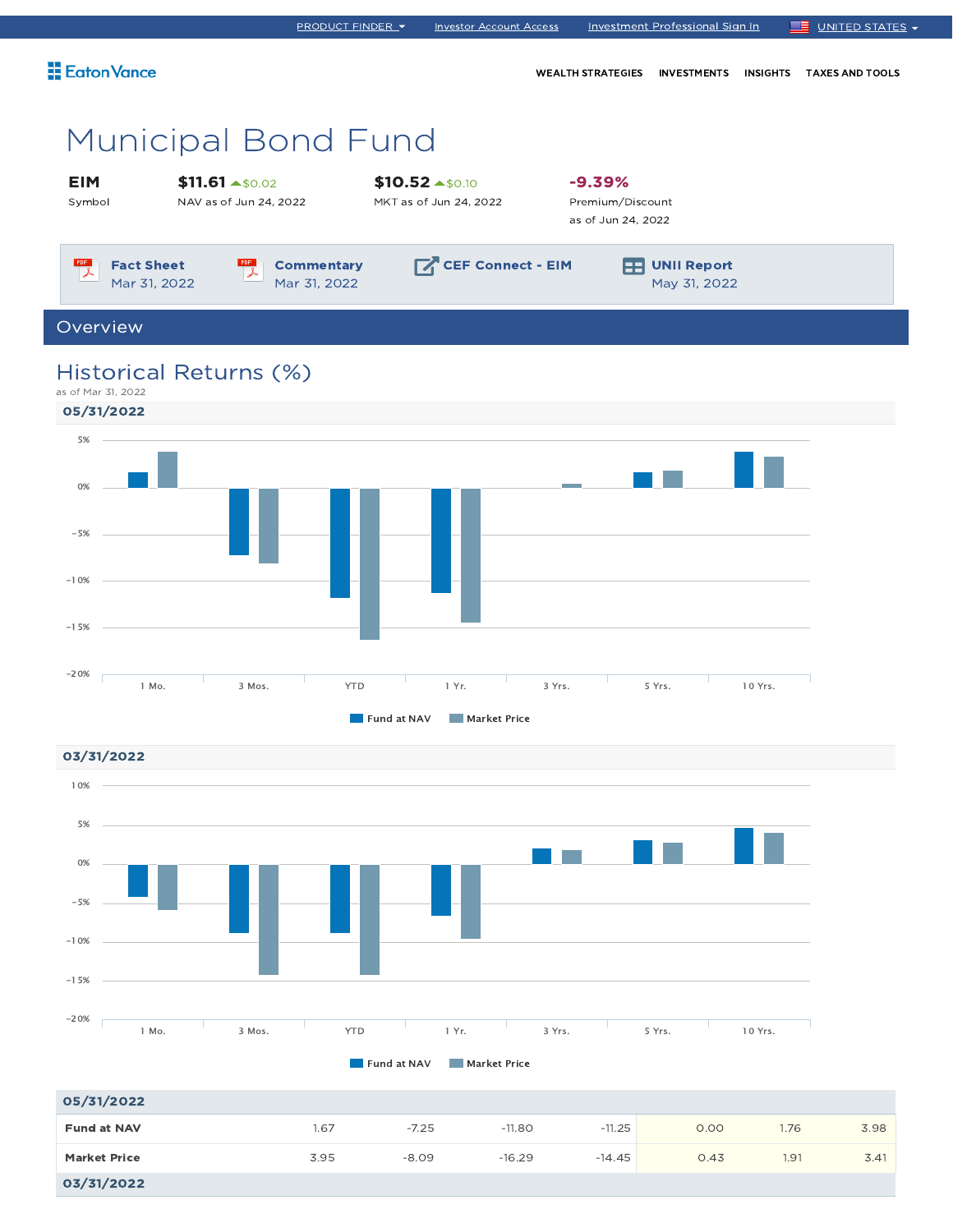PRODUCT FINDER | Investor Account Access | Investment Professional Sign In | UNITED STATES

Eaton Vance

WEALTH STRATEGIES | INVESTMENTS | INSIGHTS | TAXES AND TOOLS

# Municipal Bond Fund

| EIM | $11.61 ▲$0.02 | $10.52 ▲$0.10 | -9.39% |
|---|---|---|---|
| Symbol | NAV as of Jun 24, 2022 | MKT as of Jun 24, 2022 | Premium/Discount as of Jun 24, 2022 |

**Fact Sheet** Mar 31, 2022 | **Commentary** Mar 31, 2022 | **CEF Connect - EIM** | **UNII Report** May 31, 2022

## Overview

### Historical Returns (%)

as of Mar 31, 2022

**05/31/2022**

Fund at NAV | Market Price

**03/31/2022**

Fund at NAV | Market Price

| | 1 Mo. | 3 Mos. | YTD | 1 Yr. | 3 Yrs. | 5 Yrs. | 10 Yrs. |
|---|---|---|---|---|---|---|---|
| **05/31/2022** | | | | | | | |
| **Fund at NAV** | 1.67 | -7.25 | -11.80 | -11.25 | 0.00 | 1.76 | 3.98 |
| **Market Price** | 3.95 | -8.09 | -16.29 | -14.45 | 0.43 | 1.91 | 3.41 |
| **03/31/2022** | | | | | | | |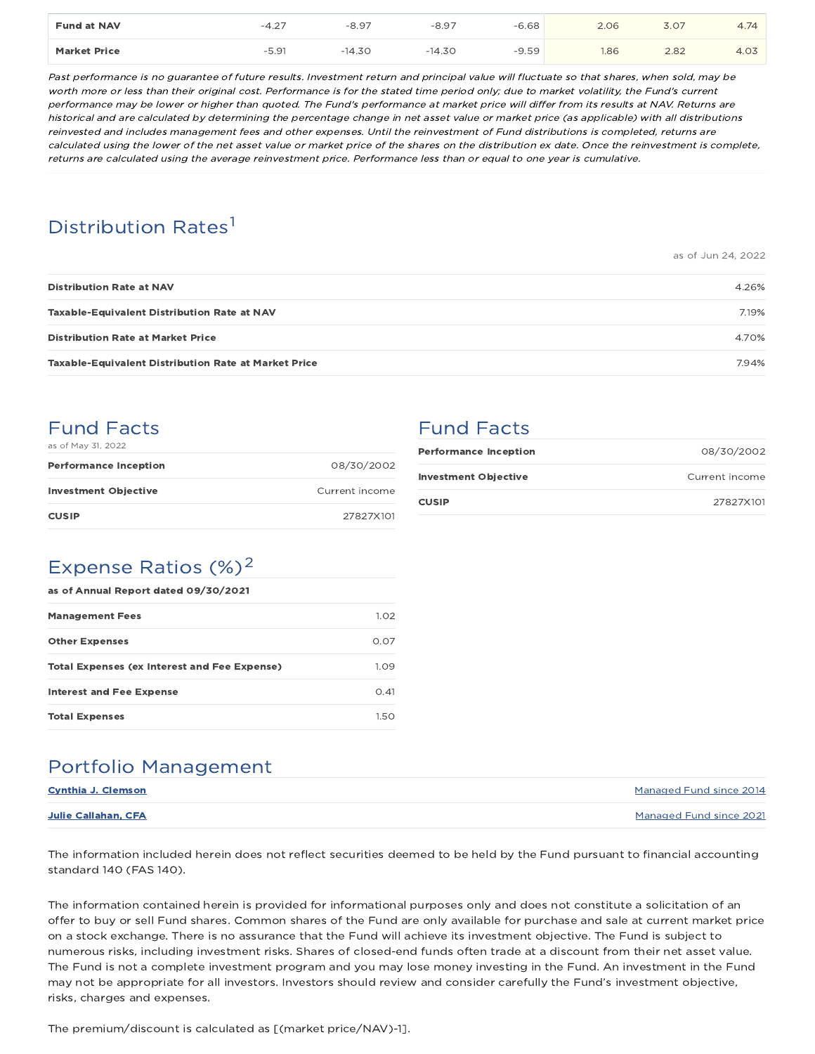| | | | | | | | |
|---|---|---|---|---|---|---|---|
| **Fund at NAV** | -4.27 | -8.97 | -8.97 | -6.68 | 2.06 | 3.07 | 4.74 |
| **Market Price** | -5.91 | -14.30 | -14.30 | -9.59 | 1.86 | 2.82 | 4.03 |

*Past performance is no guarantee of future results. Investment return and principal value will fluctuate so that shares, when sold, may be worth more or less than their original cost. Performance is for the stated time period only; due to market volatility, the Fund's current performance may be lower or higher than quoted. The Fund's performance at market price will differ from its results at NAV. Returns are historical and are calculated by determining the percentage change in net asset value or market price (as applicable) with all distributions reinvested and includes management fees and other expenses. Until the reinvestment of Fund distributions is completed, returns are calculated using the lower of the net asset value or market price of the shares on the distribution ex date. Once the reinvestment is complete, returns are calculated using the average reinvestment price. Performance less than or equal to one year is cumulative.*

## Distribution Rates[1]

as of Jun 24, 2022

| | |
|---|---|
| **Distribution Rate at NAV** | 4.26% |
| **Taxable-Equivalent Distribution Rate at NAV** | 7.19% |
| **Distribution Rate at Market Price** | 4.70% |
| **Taxable-Equivalent Distribution Rate at Market Price** | 7.94% |

## Fund Facts

as of May 31, 2022

| | |
|---|---|
| **Performance Inception** | 08/30/2002 |
| **Investment Objective** | Current income |
| **CUSIP** | 27827X101 |

## Expense Ratios (%)[2]

| **as of Annual Report dated 09/30/2021** | |
|---|---|
| **Management Fees** | 1.02 |
| **Other Expenses** | 0.07 |
| **Total Expenses (ex Interest and Fee Expense)** | 1.09 |
| **Interest and Fee Expense** | 0.41 |
| **Total Expenses** | 1.50 |

## Fund Facts

| | |
|---|---|
| **Performance Inception** | 08/30/2002 |
| **Investment Objective** | Current income |
| **CUSIP** | 27827X101 |

## Portfolio Management

| | |
|---|---|
| Cynthia J. Clemson | Managed Fund since 2014 |
| Julie Callahan, CFA | Managed Fund since 2021 |

The information included herein does not reflect securities deemed to be held by the Fund pursuant to financial accounting standard 140 (FAS 140).

The information contained herein is provided for informational purposes only and does not constitute a solicitation of an offer to buy or sell Fund shares. Common shares of the Fund are only available for purchase and sale at current market price on a stock exchange. There is no assurance that the Fund will achieve its investment objective. The Fund is subject to numerous risks, including investment risks. Shares of closed-end funds often trade at a discount from their net asset value. The Fund is not a complete investment program and you may lose money investing in the Fund. An investment in the Fund may not be appropriate for all investors. Investors should review and consider carefully the Fund's investment objective, risks, charges and expenses.

The premium/discount is calculated as [(market price/NAV)-1].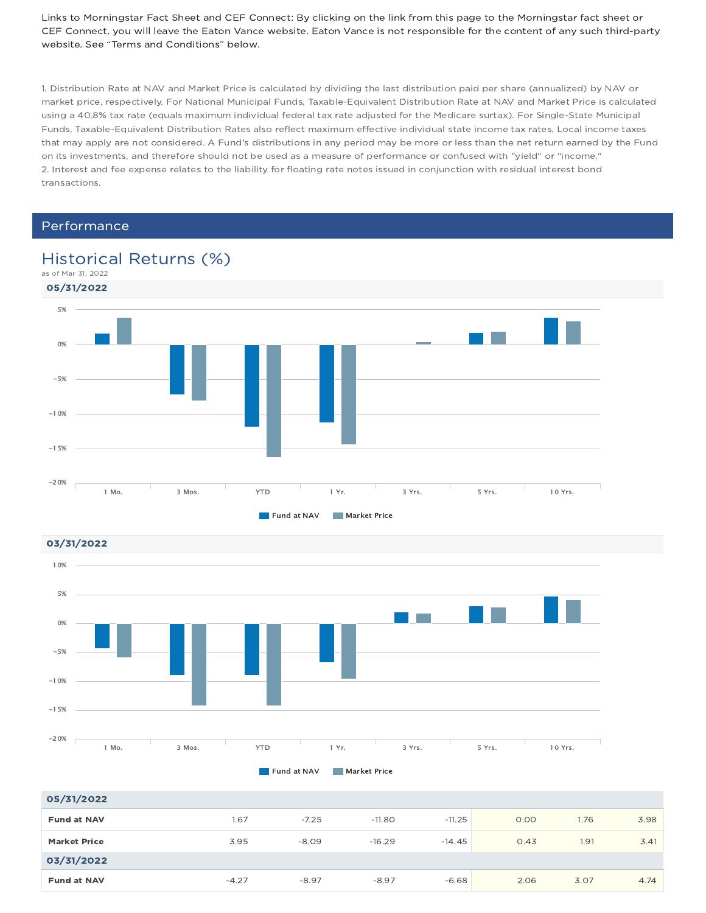Links to Morningstar Fact Sheet and CEF Connect: By clicking on the link from this page to the Morningstar fact sheet or CEF Connect, you will leave the Eaton Vance website. Eaton Vance is not responsible for the content of any such third-party website. See "Terms and Conditions" below.

1. Distribution Rate at NAV and Market Price is calculated by dividing the last distribution paid per share (annualized) by NAV or market price, respectively. For National Municipal Funds, Taxable-Equivalent Distribution Rate at NAV and Market Price is calculated using a 40.8% tax rate (equals maximum individual federal tax rate adjusted for the Medicare surtax). For Single-State Municipal Funds, Taxable-Equivalent Distribution Rates also reflect maximum effective individual state income tax rates. Local income taxes that may apply are not considered. A Fund's distributions in any period may be more or less than the net return earned by the Fund on its investments, and therefore should not be used as a measure of performance or confused with "yield" or "income."
2. Interest and fee expense relates to the liability for floating rate notes issued in conjunction with residual interest bond transactions.

## Performance

### Historical Returns (%)

as of Mar 31, 2022

**05/31/2022**

Fund at NAV | Market Price

**03/31/2022**

Fund at NAV | Market Price

| | 1 Mo. | 3 Mos. | YTD | 1 Yr. | 3 Yrs. | 5 Yrs. | 10 Yrs. |
|---|---|---|---|---|---|---|---|
| **05/31/2022** | | | | | | | |
| **Fund at NAV** | 1.67 | -7.25 | -11.80 | -11.25 | 0.00 | 1.76 | 3.98 |
| **Market Price** | 3.95 | -8.09 | -16.29 | -14.45 | 0.43 | 1.91 | 3.41 |
| **03/31/2022** | | | | | | | |
| **Fund at NAV** | -4.27 | -8.97 | -8.97 | -6.68 | 2.06 | 3.07 | 4.74 |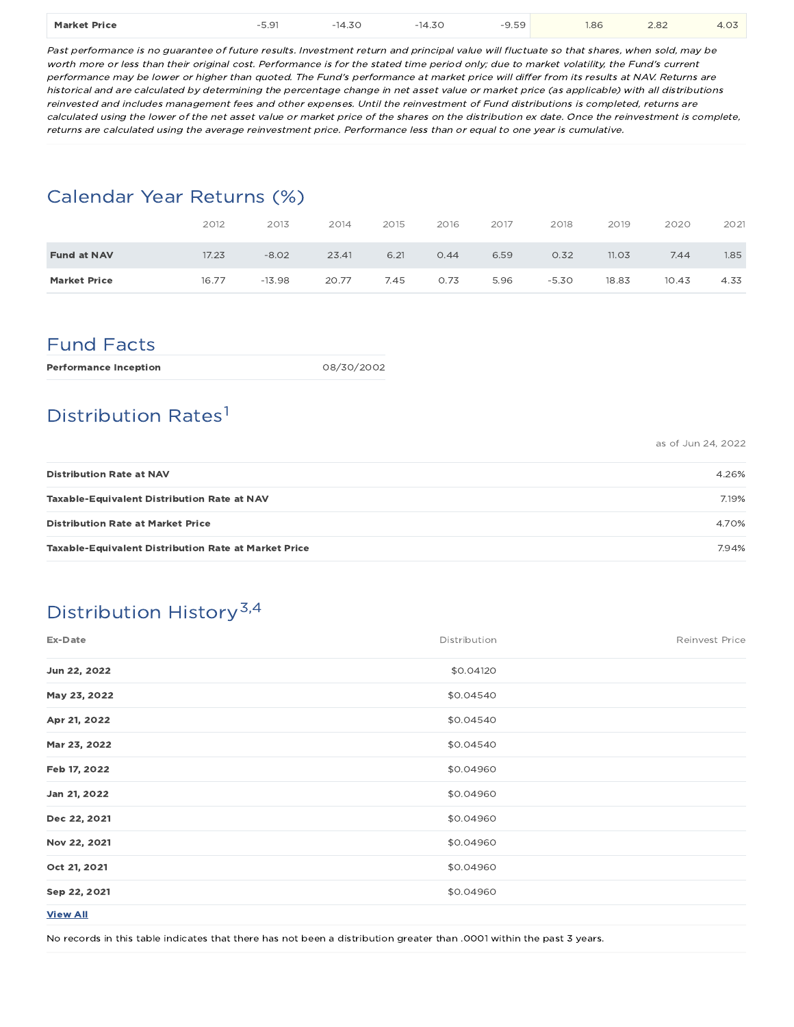| Market Price | -5.91 | -14.30 | -14.30 | -9.59 | 1.86 | 2.82 | 4.03 |
|---|---|---|---|---|---|---|---|

*Past performance is no guarantee of future results. Investment return and principal value will fluctuate so that shares, when sold, may be worth more or less than their original cost. Performance is for the stated time period only; due to market volatility, the Fund's current performance may be lower or higher than quoted. The Fund's performance at market price will differ from its results at NAV. Returns are historical and are calculated by determining the percentage change in net asset value or market price (as applicable) with all distributions reinvested and includes management fees and other expenses. Until the reinvestment of Fund distributions is completed, returns are calculated using the lower of the net asset value or market price of the shares on the distribution ex date. Once the reinvestment is complete, returns are calculated using the average reinvestment price. Performance less than or equal to one year is cumulative.*

## Calendar Year Returns (%)

| | 2012 | 2013 | 2014 | 2015 | 2016 | 2017 | 2018 | 2019 | 2020 | 2021 |
|---|---|---|---|---|---|---|---|---|---|---|
| **Fund at NAV** | 17.23 | -8.02 | 23.41 | 6.21 | 0.44 | 6.59 | 0.32 | 11.03 | 7.44 | 1.85 |
| **Market Price** | 16.77 | -13.98 | 20.77 | 7.45 | 0.73 | 5.96 | -5.30 | 18.83 | 10.43 | 4.33 |

## Fund Facts

| | |
|---|---|
| **Performance Inception** | 08/30/2002 |

## Distribution Rates[1]

as of Jun 24, 2022

| | |
|---|---|
| **Distribution Rate at NAV** | 4.26% |
| **Taxable-Equivalent Distribution Rate at NAV** | 7.19% |
| **Distribution Rate at Market Price** | 4.70% |
| **Taxable-Equivalent Distribution Rate at Market Price** | 7.94% |

## Distribution History[3,4]

| Ex-Date | Distribution | Reinvest Price |
|---|---|---|
| **Jun 22, 2022** | $0.04120 | |
| **May 23, 2022** | $0.04540 | |
| **Apr 21, 2022** | $0.04540 | |
| **Mar 23, 2022** | $0.04540 | |
| **Feb 17, 2022** | $0.04960 | |
| **Jan 21, 2022** | $0.04960 | |
| **Dec 22, 2021** | $0.04960 | |
| **Nov 22, 2021** | $0.04960 | |
| **Oct 21, 2021** | $0.04960 | |
| **Sep 22, 2021** | $0.04960 | |

**View All**

No records in this table indicates that there has not been a distribution greater than .0001 within the past 3 years.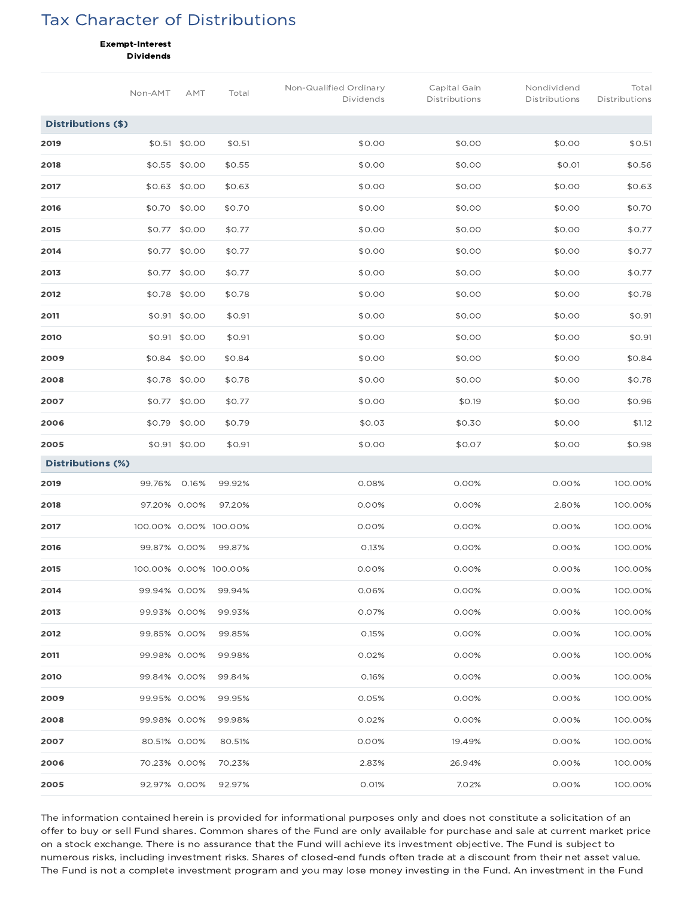## Tax Character of Distributions

| | Exempt-Interest Dividends | | | | | | |
|---|---|---|---|---|---|---|---|
| | Non-AMT | AMT | Total | Non-Qualified Ordinary Dividends | Capital Gain Distributions | Nondividend Distributions | Total Distributions |
| **Distributions ($)** | | | | | | | |
| **2019** | $0.51 | $0.00 | $0.51 | $0.00 | $0.00 | $0.00 | $0.51 |
| **2018** | $0.55 | $0.00 | $0.55 | $0.00 | $0.00 | $0.01 | $0.56 |
| **2017** | $0.63 | $0.00 | $0.63 | $0.00 | $0.00 | $0.00 | $0.63 |
| **2016** | $0.70 | $0.00 | $0.70 | $0.00 | $0.00 | $0.00 | $0.70 |
| **2015** | $0.77 | $0.00 | $0.77 | $0.00 | $0.00 | $0.00 | $0.77 |
| **2014** | $0.77 | $0.00 | $0.77 | $0.00 | $0.00 | $0.00 | $0.77 |
| **2013** | $0.77 | $0.00 | $0.77 | $0.00 | $0.00 | $0.00 | $0.77 |
| **2012** | $0.78 | $0.00 | $0.78 | $0.00 | $0.00 | $0.00 | $0.78 |
| **2011** | $0.91 | $0.00 | $0.91 | $0.00 | $0.00 | $0.00 | $0.91 |
| **2010** | $0.91 | $0.00 | $0.91 | $0.00 | $0.00 | $0.00 | $0.91 |
| **2009** | $0.84 | $0.00 | $0.84 | $0.00 | $0.00 | $0.00 | $0.84 |
| **2008** | $0.78 | $0.00 | $0.78 | $0.00 | $0.00 | $0.00 | $0.78 |
| **2007** | $0.77 | $0.00 | $0.77 | $0.00 | $0.19 | $0.00 | $0.96 |
| **2006** | $0.79 | $0.00 | $0.79 | $0.03 | $0.30 | $0.00 | $1.12 |
| **2005** | $0.91 | $0.00 | $0.91 | $0.00 | $0.07 | $0.00 | $0.98 |
| **Distributions (%)** | | | | | | | |
| **2019** | 99.76% | 0.16% | 99.92% | 0.08% | 0.00% | 0.00% | 100.00% |
| **2018** | 97.20% | 0.00% | 97.20% | 0.00% | 0.00% | 2.80% | 100.00% |
| **2017** | 100.00% | 0.00% | 100.00% | 0.00% | 0.00% | 0.00% | 100.00% |
| **2016** | 99.87% | 0.00% | 99.87% | 0.13% | 0.00% | 0.00% | 100.00% |
| **2015** | 100.00% | 0.00% | 100.00% | 0.00% | 0.00% | 0.00% | 100.00% |
| **2014** | 99.94% | 0.00% | 99.94% | 0.06% | 0.00% | 0.00% | 100.00% |
| **2013** | 99.93% | 0.00% | 99.93% | 0.07% | 0.00% | 0.00% | 100.00% |
| **2012** | 99.85% | 0.00% | 99.85% | 0.15% | 0.00% | 0.00% | 100.00% |
| **2011** | 99.98% | 0.00% | 99.98% | 0.02% | 0.00% | 0.00% | 100.00% |
| **2010** | 99.84% | 0.00% | 99.84% | 0.16% | 0.00% | 0.00% | 100.00% |
| **2009** | 99.95% | 0.00% | 99.95% | 0.05% | 0.00% | 0.00% | 100.00% |
| **2008** | 99.98% | 0.00% | 99.98% | 0.02% | 0.00% | 0.00% | 100.00% |
| **2007** | 80.51% | 0.00% | 80.51% | 0.00% | 19.49% | 0.00% | 100.00% |
| **2006** | 70.23% | 0.00% | 70.23% | 2.83% | 26.94% | 0.00% | 100.00% |
| **2005** | 92.97% | 0.00% | 92.97% | 0.01% | 7.02% | 0.00% | 100.00% |

The information contained herein is provided for informational purposes only and does not constitute a solicitation of an offer to buy or sell Fund shares. Common shares of the Fund are only available for purchase and sale at current market price on a stock exchange. There is no assurance that the Fund will achieve its investment objective. The Fund is subject to numerous risks, including investment risks. Shares of closed-end funds often trade at a discount from their net asset value. The Fund is not a complete investment program and you may lose money investing in the Fund. An investment in the Fund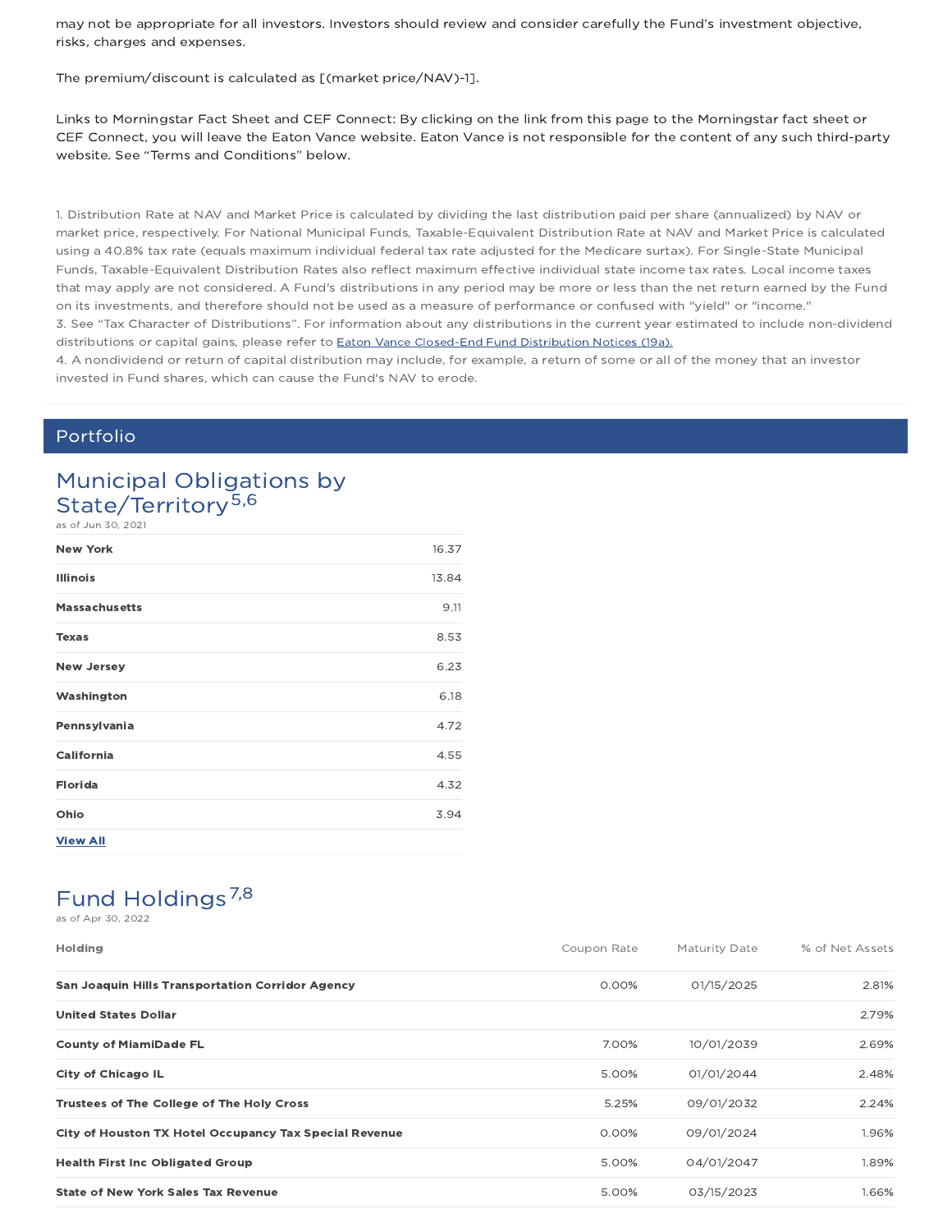may not be appropriate for all investors. Investors should review and consider carefully the Fund's investment objective, risks, charges and expenses.

The premium/discount is calculated as [(market price/NAV)-1].

Links to Morningstar Fact Sheet and CEF Connect: By clicking on the link from this page to the Morningstar fact sheet or CEF Connect, you will leave the Eaton Vance website. Eaton Vance is not responsible for the content of any such third-party website. See "Terms and Conditions" below.

1. Distribution Rate at NAV and Market Price is calculated by dividing the last distribution paid per share (annualized) by NAV or market price, respectively. For National Municipal Funds, Taxable-Equivalent Distribution Rate at NAV and Market Price is calculated using a 40.8% tax rate (equals maximum individual federal tax rate adjusted for the Medicare surtax). For Single-State Municipal Funds, Taxable-Equivalent Distribution Rates also reflect maximum effective individual state income tax rates. Local income taxes that may apply are not considered. A Fund's distributions in any period may be more or less than the net return earned by the Fund on its investments, and therefore should not be used as a measure of performance or confused with "yield" or "income."
3. See "Tax Character of Distributions". For information about any distributions in the current year estimated to include non-dividend distributions or capital gains, please refer to Eaton Vance Closed-End Fund Distribution Notices (19a).
4. A nondividend or return of capital distribution may include, for example, a return of some or all of the money that an investor invested in Fund shares, which can cause the Fund's NAV to erode.

## Portfolio

### Municipal Obligations by State/Territory[5,6]

as of Jun 30, 2021

| | |
|---|---|
| **New York** | 16.37 |
| **Illinois** | 13.84 |
| **Massachusetts** | 9.11 |
| **Texas** | 8.53 |
| **New Jersey** | 6.23 |
| **Washington** | 6.18 |
| **Pennsylvania** | 4.72 |
| **California** | 4.55 |
| **Florida** | 4.32 |
| **Ohio** | 3.94 |

**View All**

### Fund Holdings[7,8]

as of Apr 30, 2022

| Holding | Coupon Rate | Maturity Date | % of Net Assets |
|---|---|---|---|
| **San Joaquin Hills Transportation Corridor Agency** | 0.00% | 01/15/2025 | 2.81% |
| **United States Dollar** | | | 2.79% |
| **County of MiamiDade FL** | 7.00% | 10/01/2039 | 2.69% |
| **City of Chicago IL** | 5.00% | 01/01/2044 | 2.48% |
| **Trustees of The College of The Holy Cross** | 5.25% | 09/01/2032 | 2.24% |
| **City of Houston TX Hotel Occupancy Tax Special Revenue** | 0.00% | 09/01/2024 | 1.96% |
| **Health First Inc Obligated Group** | 5.00% | 04/01/2047 | 1.89% |
| **State of New York Sales Tax Revenue** | 5.00% | 03/15/2023 | 1.66% |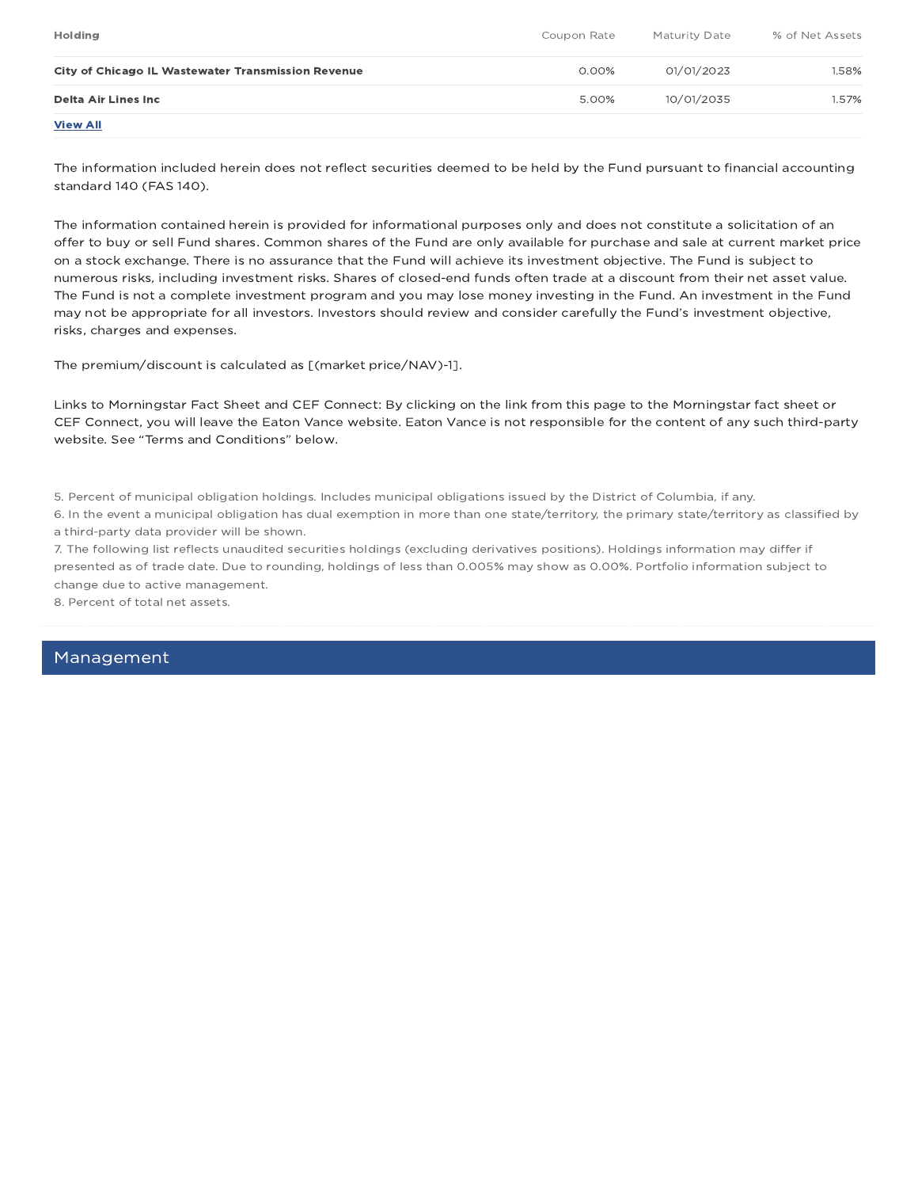| Holding | Coupon Rate | Maturity Date | % of Net Assets |
|---|---|---|---|
| **City of Chicago IL Wastewater Transmission Revenue** | 0.00% | 01/01/2023 | 1.58% |
| **Delta Air Lines Inc** | 5.00% | 10/01/2035 | 1.57% |

**View All**

The information included herein does not reflect securities deemed to be held by the Fund pursuant to financial accounting standard 140 (FAS 140).

The information contained herein is provided for informational purposes only and does not constitute a solicitation of an offer to buy or sell Fund shares. Common shares of the Fund are only available for purchase and sale at current market price on a stock exchange. There is no assurance that the Fund will achieve its investment objective. The Fund is subject to numerous risks, including investment risks. Shares of closed-end funds often trade at a discount from their net asset value. The Fund is not a complete investment program and you may lose money investing in the Fund. An investment in the Fund may not be appropriate for all investors. Investors should review and consider carefully the Fund's investment objective, risks, charges and expenses.

The premium/discount is calculated as [(market price/NAV)-1].

Links to Morningstar Fact Sheet and CEF Connect: By clicking on the link from this page to the Morningstar fact sheet or CEF Connect, you will leave the Eaton Vance website. Eaton Vance is not responsible for the content of any such third-party website. See "Terms and Conditions" below.

5. Percent of municipal obligation holdings. Includes municipal obligations issued by the District of Columbia, if any.
6. In the event a municipal obligation has dual exemption in more than one state/territory, the primary state/territory as classified by a third-party data provider will be shown.
7. The following list reflects unaudited securities holdings (excluding derivatives positions). Holdings information may differ if presented as of trade date. Due to rounding, holdings of less than 0.005% may show as 0.00%. Portfolio information subject to change due to active management.
8. Percent of total net assets.

## Management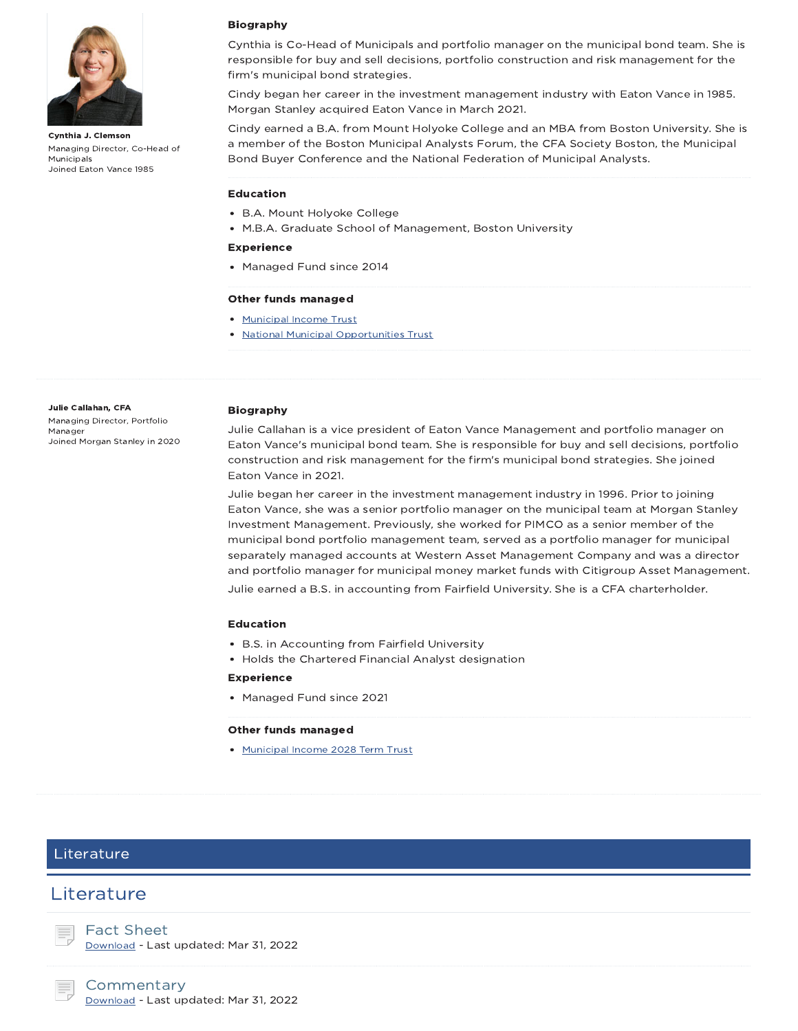**Cynthia J. Clemson**
Managing Director, Co-Head of Municipals
Joined Eaton Vance 1985

### Biography

Cynthia is Co-Head of Municipals and portfolio manager on the municipal bond team. She is responsible for buy and sell decisions, portfolio construction and risk management for the firm's municipal bond strategies.

Cindy began her career in the investment management industry with Eaton Vance in 1985. Morgan Stanley acquired Eaton Vance in March 2021.

Cindy earned a B.A. from Mount Holyoke College and an MBA from Boston University. She is a member of the Boston Municipal Analysts Forum, the CFA Society Boston, the Municipal Bond Buyer Conference and the National Federation of Municipal Analysts.

### Education

- B.A. Mount Holyoke College
- M.B.A. Graduate School of Management, Boston University

### Experience

- Managed Fund since 2014

### Other funds managed

- Municipal Income Trust
- National Municipal Opportunities Trust

---

**Julie Callahan, CFA**
Managing Director, Portfolio Manager
Joined Morgan Stanley in 2020

### Biography

Julie Callahan is a vice president of Eaton Vance Management and portfolio manager on Eaton Vance's municipal bond team. She is responsible for buy and sell decisions, portfolio construction and risk management for the firm's municipal bond strategies. She joined Eaton Vance in 2021.

Julie began her career in the investment management industry in 1996. Prior to joining Eaton Vance, she was a senior portfolio manager on the municipal team at Morgan Stanley Investment Management. Previously, she worked for PIMCO as a senior member of the municipal bond portfolio management team, served as a portfolio manager for municipal separately managed accounts at Western Asset Management Company and was a director and portfolio manager for municipal money market funds with Citigroup Asset Management.

Julie earned a B.S. in accounting from Fairfield University. She is a CFA charterholder.

### Education

- B.S. in Accounting from Fairfield University
- Holds the Chartered Financial Analyst designation

### Experience

- Managed Fund since 2021

### Other funds managed

- Municipal Income 2028 Term Trust

---

## Literature

# Literature

### Fact Sheet

Download - Last updated: Mar 31, 2022

### Commentary

Download - Last updated: Mar 31, 2022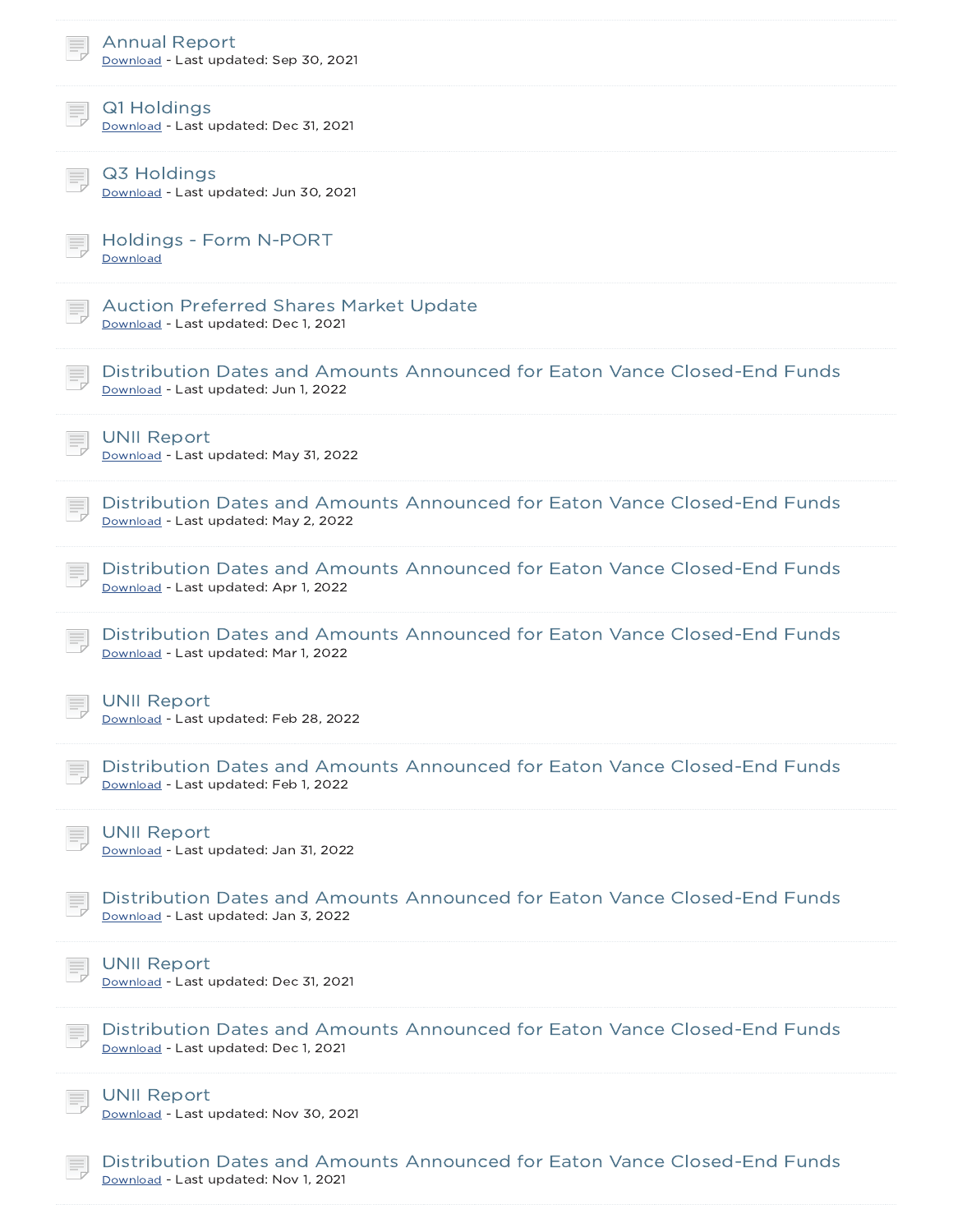Annual Report
Download - Last updated: Sep 30, 2021

Q1 Holdings
Download - Last updated: Dec 31, 2021

Q3 Holdings
Download - Last updated: Jun 30, 2021

Holdings - Form N-PORT
Download

Auction Preferred Shares Market Update
Download - Last updated: Dec 1, 2021

Distribution Dates and Amounts Announced for Eaton Vance Closed-End Funds
Download - Last updated: Jun 1, 2022

UNII Report
Download - Last updated: May 31, 2022

Distribution Dates and Amounts Announced for Eaton Vance Closed-End Funds
Download - Last updated: May 2, 2022

Distribution Dates and Amounts Announced for Eaton Vance Closed-End Funds
Download - Last updated: Apr 1, 2022

Distribution Dates and Amounts Announced for Eaton Vance Closed-End Funds
Download - Last updated: Mar 1, 2022

UNII Report
Download - Last updated: Feb 28, 2022

Distribution Dates and Amounts Announced for Eaton Vance Closed-End Funds
Download - Last updated: Feb 1, 2022

UNII Report
Download - Last updated: Jan 31, 2022

Distribution Dates and Amounts Announced for Eaton Vance Closed-End Funds
Download - Last updated: Jan 3, 2022

UNII Report
Download - Last updated: Dec 31, 2021

Distribution Dates and Amounts Announced for Eaton Vance Closed-End Funds
Download - Last updated: Dec 1, 2021

UNII Report
Download - Last updated: Nov 30, 2021

Distribution Dates and Amounts Announced for Eaton Vance Closed-End Funds
Download - Last updated: Nov 1, 2021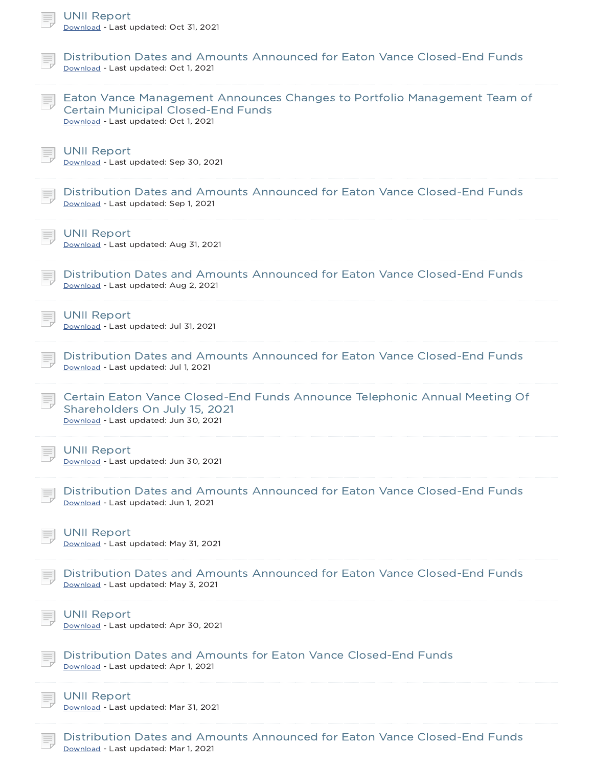UNII Report
Download - Last updated: Oct 31, 2021

Distribution Dates and Amounts Announced for Eaton Vance Closed-End Funds
Download - Last updated: Oct 1, 2021

Eaton Vance Management Announces Changes to Portfolio Management Team of Certain Municipal Closed-End Funds
Download - Last updated: Oct 1, 2021

UNII Report
Download - Last updated: Sep 30, 2021

Distribution Dates and Amounts Announced for Eaton Vance Closed-End Funds
Download - Last updated: Sep 1, 2021

UNII Report
Download - Last updated: Aug 31, 2021

Distribution Dates and Amounts Announced for Eaton Vance Closed-End Funds
Download - Last updated: Aug 2, 2021

UNII Report
Download - Last updated: Jul 31, 2021

Distribution Dates and Amounts Announced for Eaton Vance Closed-End Funds
Download - Last updated: Jul 1, 2021

Certain Eaton Vance Closed-End Funds Announce Telephonic Annual Meeting Of Shareholders On July 15, 2021
Download - Last updated: Jun 30, 2021

UNII Report
Download - Last updated: Jun 30, 2021

Distribution Dates and Amounts Announced for Eaton Vance Closed-End Funds
Download - Last updated: Jun 1, 2021

UNII Report
Download - Last updated: May 31, 2021

Distribution Dates and Amounts Announced for Eaton Vance Closed-End Funds
Download - Last updated: May 3, 2021

UNII Report
Download - Last updated: Apr 30, 2021

Distribution Dates and Amounts for Eaton Vance Closed-End Funds
Download - Last updated: Apr 1, 2021

UNII Report
Download - Last updated: Mar 31, 2021

Distribution Dates and Amounts Announced for Eaton Vance Closed-End Funds
Download - Last updated: Mar 1, 2021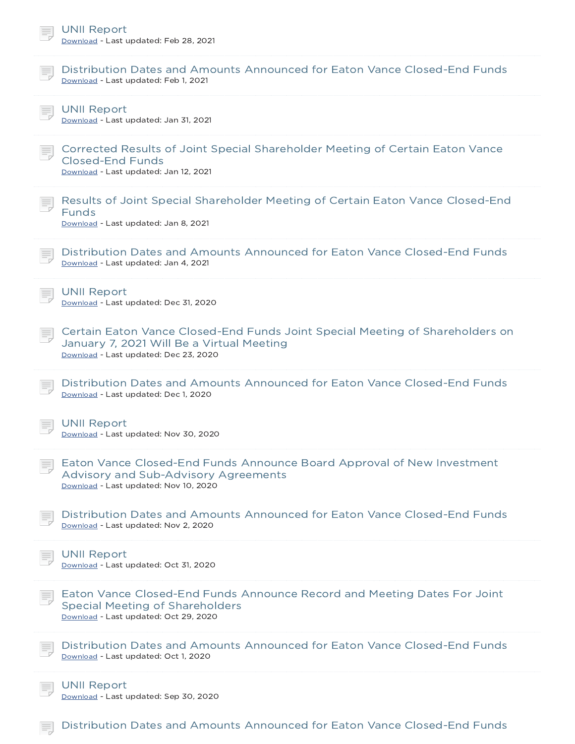UNII Report
Download - Last updated: Feb 28, 2021

Distribution Dates and Amounts Announced for Eaton Vance Closed-End Funds
Download - Last updated: Feb 1, 2021

UNII Report
Download - Last updated: Jan 31, 2021

Corrected Results of Joint Special Shareholder Meeting of Certain Eaton Vance Closed-End Funds
Download - Last updated: Jan 12, 2021

Results of Joint Special Shareholder Meeting of Certain Eaton Vance Closed-End Funds
Download - Last updated: Jan 8, 2021

Distribution Dates and Amounts Announced for Eaton Vance Closed-End Funds
Download - Last updated: Jan 4, 2021

UNII Report
Download - Last updated: Dec 31, 2020

Certain Eaton Vance Closed-End Funds Joint Special Meeting of Shareholders on January 7, 2021 Will Be a Virtual Meeting
Download - Last updated: Dec 23, 2020

Distribution Dates and Amounts Announced for Eaton Vance Closed-End Funds
Download - Last updated: Dec 1, 2020

UNII Report
Download - Last updated: Nov 30, 2020

Eaton Vance Closed-End Funds Announce Board Approval of New Investment Advisory and Sub-Advisory Agreements
Download - Last updated: Nov 10, 2020

Distribution Dates and Amounts Announced for Eaton Vance Closed-End Funds
Download - Last updated: Nov 2, 2020

UNII Report
Download - Last updated: Oct 31, 2020

Eaton Vance Closed-End Funds Announce Record and Meeting Dates For Joint Special Meeting of Shareholders
Download - Last updated: Oct 29, 2020

Distribution Dates and Amounts Announced for Eaton Vance Closed-End Funds
Download - Last updated: Oct 1, 2020

UNII Report
Download - Last updated: Sep 30, 2020

Distribution Dates and Amounts Announced for Eaton Vance Closed-End Funds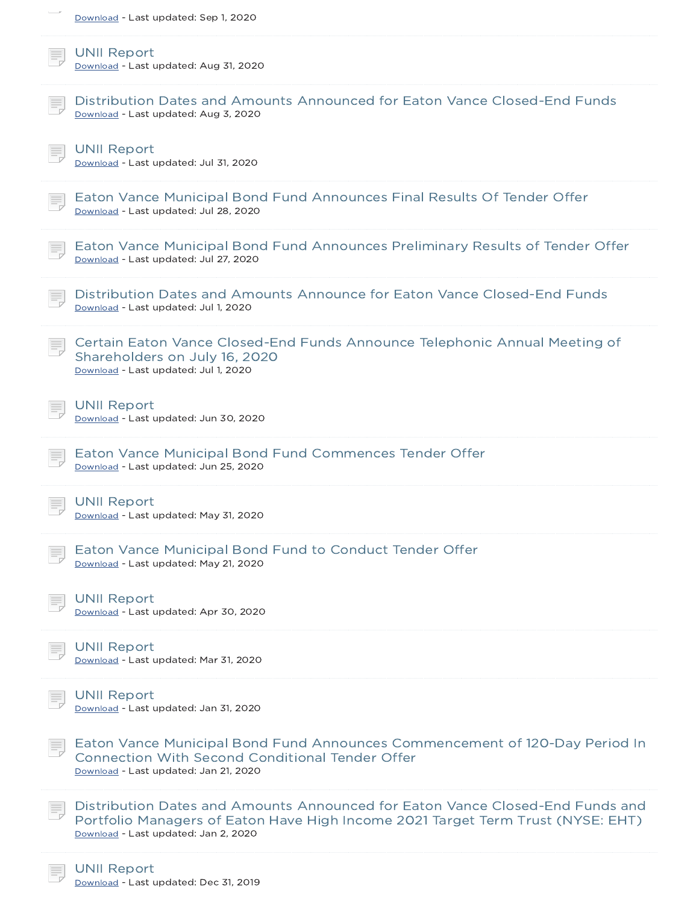Download - Last updated: Sep 1, 2020

UNII Report
Download - Last updated: Aug 31, 2020

Distribution Dates and Amounts Announced for Eaton Vance Closed-End Funds
Download - Last updated: Aug 3, 2020

UNII Report
Download - Last updated: Jul 31, 2020

Eaton Vance Municipal Bond Fund Announces Final Results Of Tender Offer
Download - Last updated: Jul 28, 2020

Eaton Vance Municipal Bond Fund Announces Preliminary Results of Tender Offer
Download - Last updated: Jul 27, 2020

Distribution Dates and Amounts Announce for Eaton Vance Closed-End Funds
Download - Last updated: Jul 1, 2020

Certain Eaton Vance Closed-End Funds Announce Telephonic Annual Meeting of Shareholders on July 16, 2020
Download - Last updated: Jul 1, 2020

UNII Report
Download - Last updated: Jun 30, 2020

Eaton Vance Municipal Bond Fund Commences Tender Offer
Download - Last updated: Jun 25, 2020

UNII Report
Download - Last updated: May 31, 2020

Eaton Vance Municipal Bond Fund to Conduct Tender Offer
Download - Last updated: May 21, 2020

UNII Report
Download - Last updated: Apr 30, 2020

UNII Report
Download - Last updated: Mar 31, 2020

UNII Report
Download - Last updated: Jan 31, 2020

Eaton Vance Municipal Bond Fund Announces Commencement of 120-Day Period In Connection With Second Conditional Tender Offer
Download - Last updated: Jan 21, 2020

Distribution Dates and Amounts Announced for Eaton Vance Closed-End Funds and Portfolio Managers of Eaton Have High Income 2021 Target Term Trust (NYSE: EHT)
Download - Last updated: Jan 2, 2020

UNII Report
Download - Last updated: Dec 31, 2019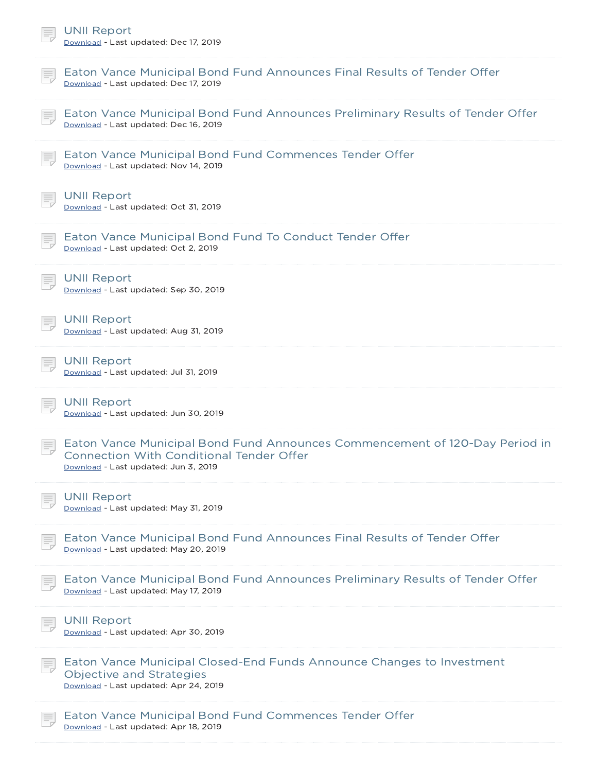UNII Report
Download - Last updated: Dec 17, 2019

Eaton Vance Municipal Bond Fund Announces Final Results of Tender Offer
Download - Last updated: Dec 17, 2019

Eaton Vance Municipal Bond Fund Announces Preliminary Results of Tender Offer
Download - Last updated: Dec 16, 2019

Eaton Vance Municipal Bond Fund Commences Tender Offer
Download - Last updated: Nov 14, 2019

UNII Report
Download - Last updated: Oct 31, 2019

Eaton Vance Municipal Bond Fund To Conduct Tender Offer
Download - Last updated: Oct 2, 2019

UNII Report
Download - Last updated: Sep 30, 2019

UNII Report
Download - Last updated: Aug 31, 2019

UNII Report
Download - Last updated: Jul 31, 2019

UNII Report
Download - Last updated: Jun 30, 2019

Eaton Vance Municipal Bond Fund Announces Commencement of 120-Day Period in Connection With Conditional Tender Offer
Download - Last updated: Jun 3, 2019

UNII Report
Download - Last updated: May 31, 2019

Eaton Vance Municipal Bond Fund Announces Final Results of Tender Offer
Download - Last updated: May 20, 2019

Eaton Vance Municipal Bond Fund Announces Preliminary Results of Tender Offer
Download - Last updated: May 17, 2019

UNII Report
Download - Last updated: Apr 30, 2019

Eaton Vance Municipal Closed-End Funds Announce Changes to Investment Objective and Strategies
Download - Last updated: Apr 24, 2019

Eaton Vance Municipal Bond Fund Commences Tender Offer
Download - Last updated: Apr 18, 2019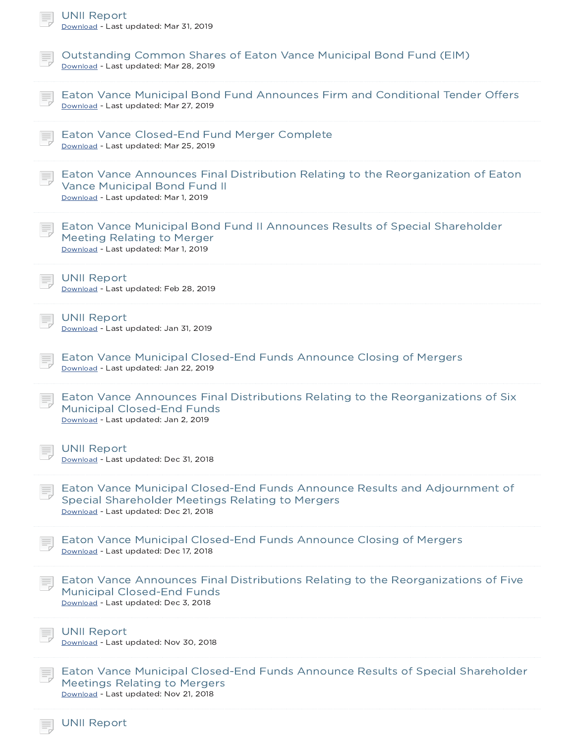UNII Report
Download - Last updated: Mar 31, 2019

Outstanding Common Shares of Eaton Vance Municipal Bond Fund (EIM)
Download - Last updated: Mar 28, 2019

Eaton Vance Municipal Bond Fund Announces Firm and Conditional Tender Offers
Download - Last updated: Mar 27, 2019

Eaton Vance Closed-End Fund Merger Complete
Download - Last updated: Mar 25, 2019

Eaton Vance Announces Final Distribution Relating to the Reorganization of Eaton Vance Municipal Bond Fund II
Download - Last updated: Mar 1, 2019

Eaton Vance Municipal Bond Fund II Announces Results of Special Shareholder Meeting Relating to Merger
Download - Last updated: Mar 1, 2019

UNII Report
Download - Last updated: Feb 28, 2019

UNII Report
Download - Last updated: Jan 31, 2019

Eaton Vance Municipal Closed-End Funds Announce Closing of Mergers
Download - Last updated: Jan 22, 2019

Eaton Vance Announces Final Distributions Relating to the Reorganizations of Six Municipal Closed-End Funds
Download - Last updated: Jan 2, 2019

UNII Report
Download - Last updated: Dec 31, 2018

Eaton Vance Municipal Closed-End Funds Announce Results and Adjournment of Special Shareholder Meetings Relating to Mergers
Download - Last updated: Dec 21, 2018

Eaton Vance Municipal Closed-End Funds Announce Closing of Mergers
Download - Last updated: Dec 17, 2018

Eaton Vance Announces Final Distributions Relating to the Reorganizations of Five Municipal Closed-End Funds
Download - Last updated: Dec 3, 2018

UNII Report
Download - Last updated: Nov 30, 2018

Eaton Vance Municipal Closed-End Funds Announce Results of Special Shareholder Meetings Relating to Mergers
Download - Last updated: Nov 21, 2018

UNII Report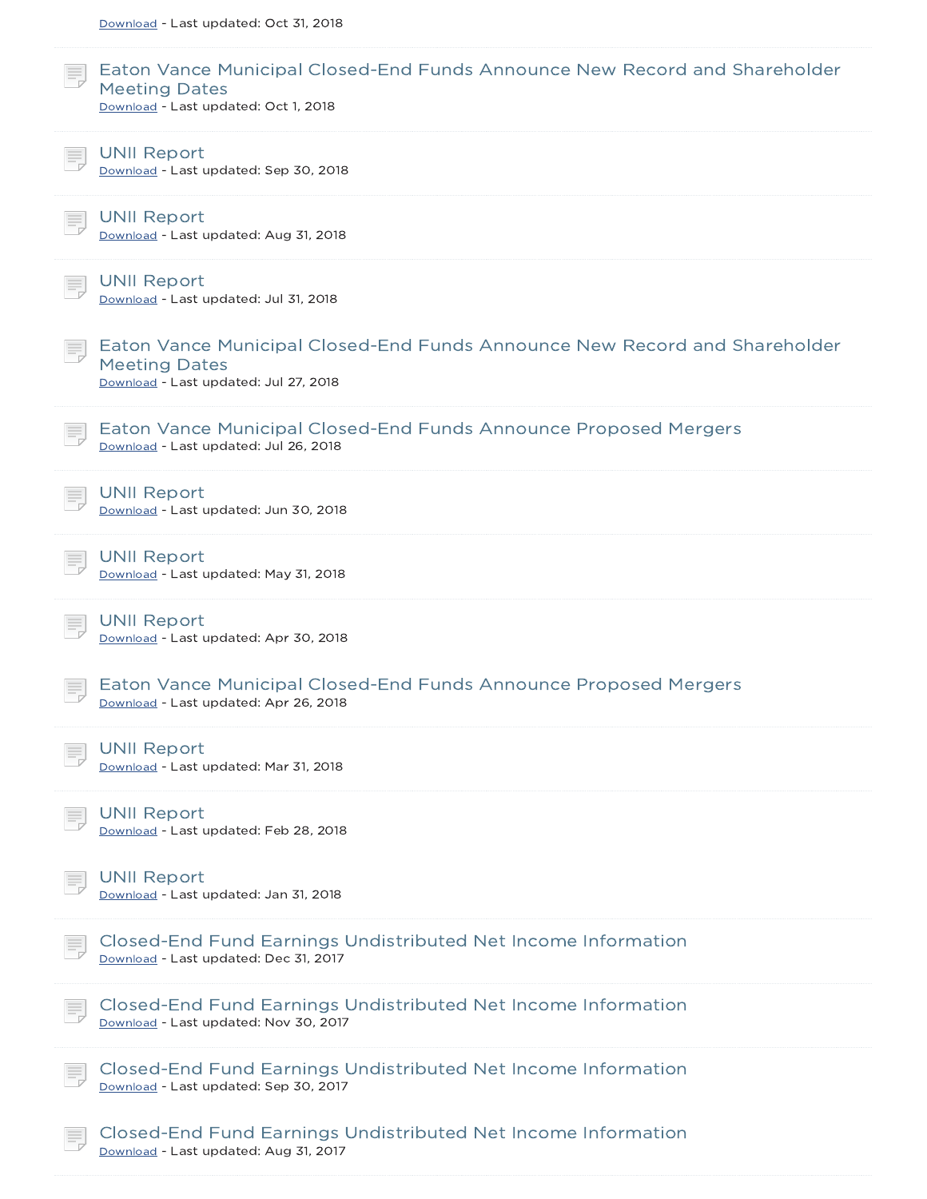Download - Last updated: Oct 31, 2018

Eaton Vance Municipal Closed-End Funds Announce New Record and Shareholder Meeting Dates
Download - Last updated: Oct 1, 2018

UNII Report
Download - Last updated: Sep 30, 2018

UNII Report
Download - Last updated: Aug 31, 2018

UNII Report
Download - Last updated: Jul 31, 2018

Eaton Vance Municipal Closed-End Funds Announce New Record and Shareholder Meeting Dates
Download - Last updated: Jul 27, 2018

Eaton Vance Municipal Closed-End Funds Announce Proposed Mergers
Download - Last updated: Jul 26, 2018

UNII Report
Download - Last updated: Jun 30, 2018

UNII Report
Download - Last updated: May 31, 2018

UNII Report
Download - Last updated: Apr 30, 2018

Eaton Vance Municipal Closed-End Funds Announce Proposed Mergers
Download - Last updated: Apr 26, 2018

UNII Report
Download - Last updated: Mar 31, 2018

UNII Report
Download - Last updated: Feb 28, 2018

UNII Report
Download - Last updated: Jan 31, 2018

Closed-End Fund Earnings Undistributed Net Income Information
Download - Last updated: Dec 31, 2017

Closed-End Fund Earnings Undistributed Net Income Information
Download - Last updated: Nov 30, 2017

Closed-End Fund Earnings Undistributed Net Income Information
Download - Last updated: Sep 30, 2017

Closed-End Fund Earnings Undistributed Net Income Information
Download - Last updated: Aug 31, 2017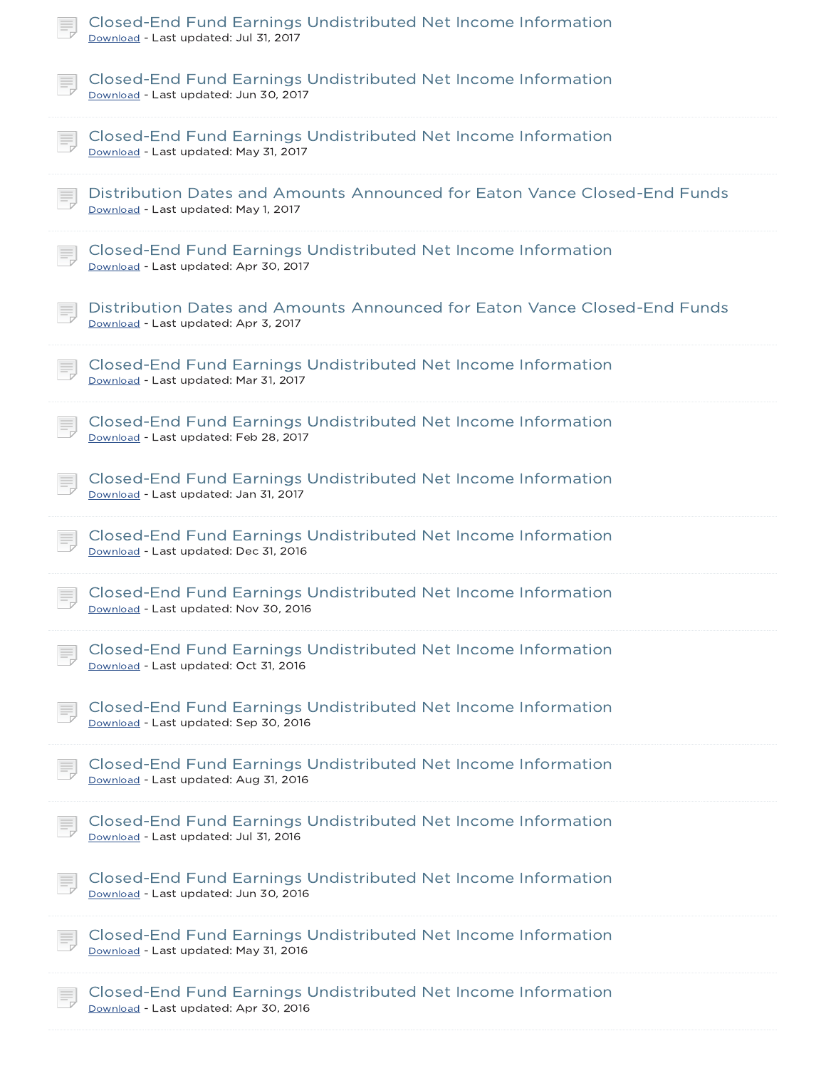Closed-End Fund Earnings Undistributed Net Income Information
Download - Last updated: Jul 31, 2017

Closed-End Fund Earnings Undistributed Net Income Information
Download - Last updated: Jun 30, 2017

Closed-End Fund Earnings Undistributed Net Income Information
Download - Last updated: May 31, 2017

Distribution Dates and Amounts Announced for Eaton Vance Closed-End Funds
Download - Last updated: May 1, 2017

Closed-End Fund Earnings Undistributed Net Income Information
Download - Last updated: Apr 30, 2017

Distribution Dates and Amounts Announced for Eaton Vance Closed-End Funds
Download - Last updated: Apr 3, 2017

Closed-End Fund Earnings Undistributed Net Income Information
Download - Last updated: Mar 31, 2017

Closed-End Fund Earnings Undistributed Net Income Information
Download - Last updated: Feb 28, 2017

Closed-End Fund Earnings Undistributed Net Income Information
Download - Last updated: Jan 31, 2017

Closed-End Fund Earnings Undistributed Net Income Information
Download - Last updated: Dec 31, 2016

Closed-End Fund Earnings Undistributed Net Income Information
Download - Last updated: Nov 30, 2016

Closed-End Fund Earnings Undistributed Net Income Information
Download - Last updated: Oct 31, 2016

Closed-End Fund Earnings Undistributed Net Income Information
Download - Last updated: Sep 30, 2016

Closed-End Fund Earnings Undistributed Net Income Information
Download - Last updated: Aug 31, 2016

Closed-End Fund Earnings Undistributed Net Income Information
Download - Last updated: Jul 31, 2016

Closed-End Fund Earnings Undistributed Net Income Information
Download - Last updated: Jun 30, 2016

Closed-End Fund Earnings Undistributed Net Income Information
Download - Last updated: May 31, 2016

Closed-End Fund Earnings Undistributed Net Income Information
Download - Last updated: Apr 30, 2016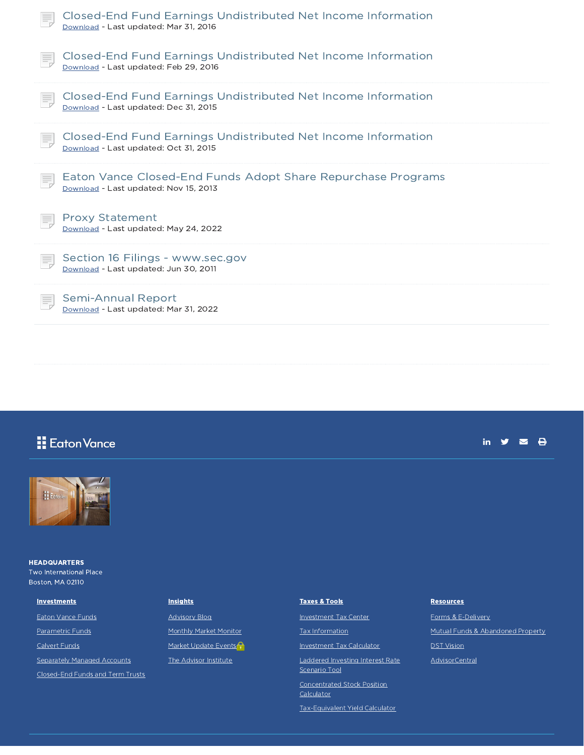Closed-End Fund Earnings Undistributed Net Income Information
Download - Last updated: Mar 31, 2016

Closed-End Fund Earnings Undistributed Net Income Information
Download - Last updated: Feb 29, 2016

Closed-End Fund Earnings Undistributed Net Income Information
Download - Last updated: Dec 31, 2015

Closed-End Fund Earnings Undistributed Net Income Information
Download - Last updated: Oct 31, 2015

Eaton Vance Closed-End Funds Adopt Share Repurchase Programs
Download - Last updated: Nov 15, 2013

Proxy Statement
Download - Last updated: May 24, 2022

Section 16 Filings - www.sec.gov
Download - Last updated: Jun 30, 2011

Semi-Annual Report
Download - Last updated: Mar 31, 2022

Eaton Vance

**HEADQUARTERS**
Two International Place
Boston, MA 02110

**Investments**
- Eaton Vance Funds
- Parametric Funds
- Calvert Funds
- Separately Managed Accounts
- Closed-End Funds and Term Trusts

**Insights**
- Advisory Blog
- Monthly Market Monitor
- Market Update Events
- The Advisor Institute

**Taxes & Tools**
- Investment Tax Center
- Tax Information
- Investment Tax Calculator
- Laddered Investing Interest Rate Scenario Tool
- Concentrated Stock Position Calculator
- Tax-Equivalent Yield Calculator

**Resources**
- Forms & E-Delivery
- Mutual Funds & Abandoned Property
- DST Vision
- AdvisorCentral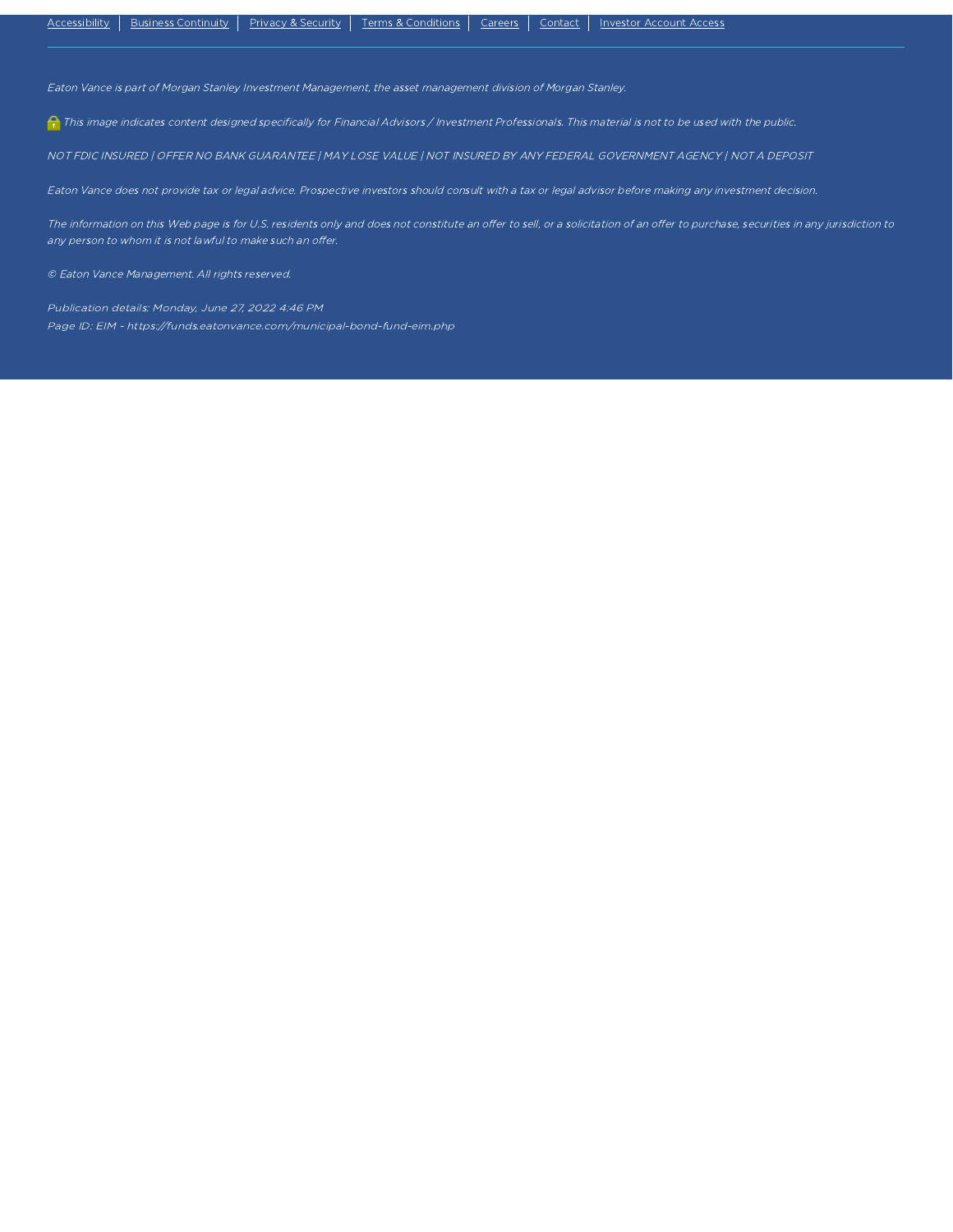Accessibility | Business Continuity | Privacy & Security | Terms & Conditions | Careers | Contact | Investor Account Access

---

*Eaton Vance is part of Morgan Stanley Investment Management, the asset management division of Morgan Stanley.*

*This image indicates content designed specifically for Financial Advisors / Investment Professionals. This material is not to be used with the public.*

*NOT FDIC INSURED | OFFER NO BANK GUARANTEE | MAY LOSE VALUE | NOT INSURED BY ANY FEDERAL GOVERNMENT AGENCY | NOT A DEPOSIT*

*Eaton Vance does not provide tax or legal advice. Prospective investors should consult with a tax or legal advisor before making any investment decision.*

*The information on this Web page is for U.S. residents only and does not constitute an offer to sell, or a solicitation of an offer to purchase, securities in any jurisdiction to any person to whom it is not lawful to make such an offer.*

*© Eaton Vance Management. All rights reserved.*

*Publication details: Monday, June 27, 2022 4:46 PM*
*Page ID: EIM - https://funds.eatonvance.com/municipal-bond-fund-eim.php*